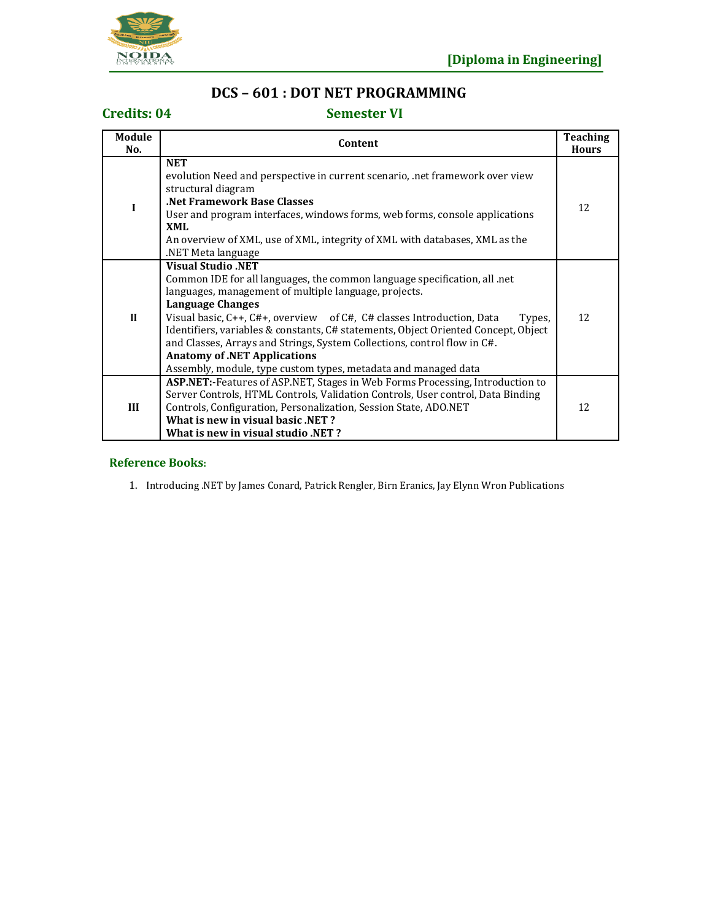**[Diploma in Engineering]**

# DCS – 601 : DOT NET PROGRAMMING

**Credits: 04** **Semester VI**

| Module No. | Content | Teaching Hours |
|---|---|---|
| I | **NET**<br>evolution Need and perspective in current scenario, .net framework over view structural diagram<br>**.Net Framework Base Classes**<br>User and program interfaces, windows forms, web forms, console applications<br>**XML**<br>An overview of XML, use of XML, integrity of XML with databases, XML as the .NET Meta language | 12 |
| II | **Visual Studio .NET**<br>Common IDE for all languages, the common language specification, all .net languages, management of multiple language, projects.<br>**Language Changes**<br>Visual basic, C++, C#+, overview of C#, C# classes Introduction, Data Types, Identifiers, variables & constants, C# statements, Object Oriented Concept, Object and Classes, Arrays and Strings, System Collections, control flow in C#.<br>**Anatomy of .NET Applications**<br>Assembly, module, type custom types, metadata and managed data | 12 |
| III | **ASP.NET:-**Features of ASP.NET, Stages in Web Forms Processing, Introduction to Server Controls, HTML Controls, Validation Controls, User control, Data Binding Controls, Configuration, Personalization, Session State, ADO.NET<br>**What is new in visual basic .NET ?**<br>**What is new in visual studio .NET ?** | 12 |

## Reference Books:

1. Introducing .NET by James Conard, Patrick Rengler, Birn Eranics, Jay Elynn Wron Publications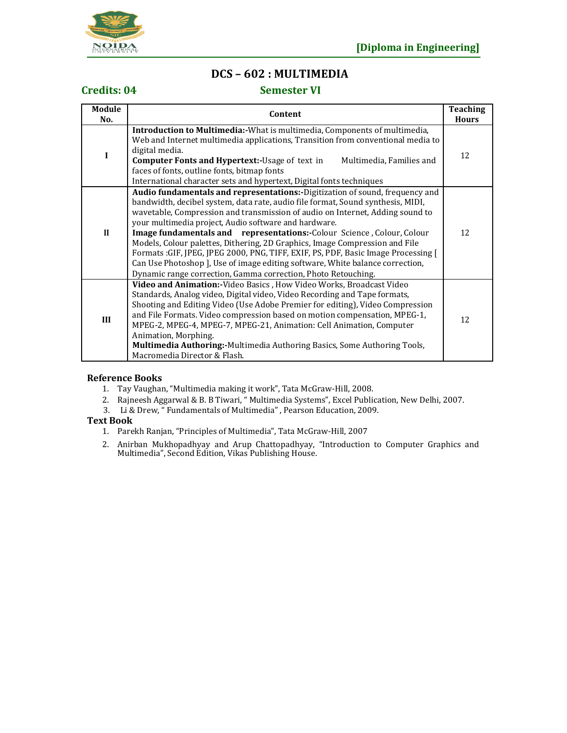# DCS – 602 : MULTIMEDIA

**Credits: 04** **Semester VI**

| Module No. | Content | Teaching Hours |
|---|---|---|
| I | **Introduction to Multimedia:-**What is multimedia, Components of multimedia, Web and Internet multimedia applications, Transition from conventional media to digital media.<br>**Computer Fonts and Hypertext:-**Usage of text in Multimedia, Families and faces of fonts, outline fonts, bitmap fonts<br>International character sets and hypertext, Digital fonts techniques | 12 |
| II | **Audio fundamentals and representations:-**Digitization of sound, frequency and bandwidth, decibel system, data rate, audio file format, Sound synthesis, MIDI, wavetable, Compression and transmission of audio on Internet, Adding sound to your multimedia project, Audio software and hardware.<br>**Image fundamentals and representations:-**Colour Science , Colour, Colour Models, Colour palettes, Dithering, 2D Graphics, Image Compression and File Formats :GIF, JPEG, JPEG 2000, PNG, TIFF, EXIF, PS, PDF, Basic Image Processing [ Can Use Photoshop ], Use of image editing software, White balance correction, Dynamic range correction, Gamma correction, Photo Retouching. | 12 |
| III | **Video and Animation:-**Video Basics , How Video Works, Broadcast Video Standards, Analog video, Digital video, Video Recording and Tape formats, Shooting and Editing Video (Use Adobe Premier for editing), Video Compression and File Formats. Video compression based on motion compensation, MPEG-1, MPEG-2, MPEG-4, MPEG-7, MPEG-21, Animation: Cell Animation, Computer Animation, Morphing.<br>**Multimedia Authoring:-**Multimedia Authoring Basics, Some Authoring Tools, Macromedia Director & Flash. | 12 |

### Reference Books

1. Tay Vaughan, "Multimedia making it work", Tata McGraw-Hill, 2008.
2. Rajneesh Aggarwal & B. B Tiwari, " Multimedia Systems", Excel Publication, New Delhi, 2007.
3. Li & Drew, " Fundamentals of Multimedia" , Pearson Education, 2009.

### Text Book

1. Parekh Ranjan, "Principles of Multimedia", Tata McGraw-Hill, 2007
2. Anirban Mukhopadhyay and Arup Chattopadhyay, "Introduction to Computer Graphics and Multimedia", Second Edition, Vikas Publishing House.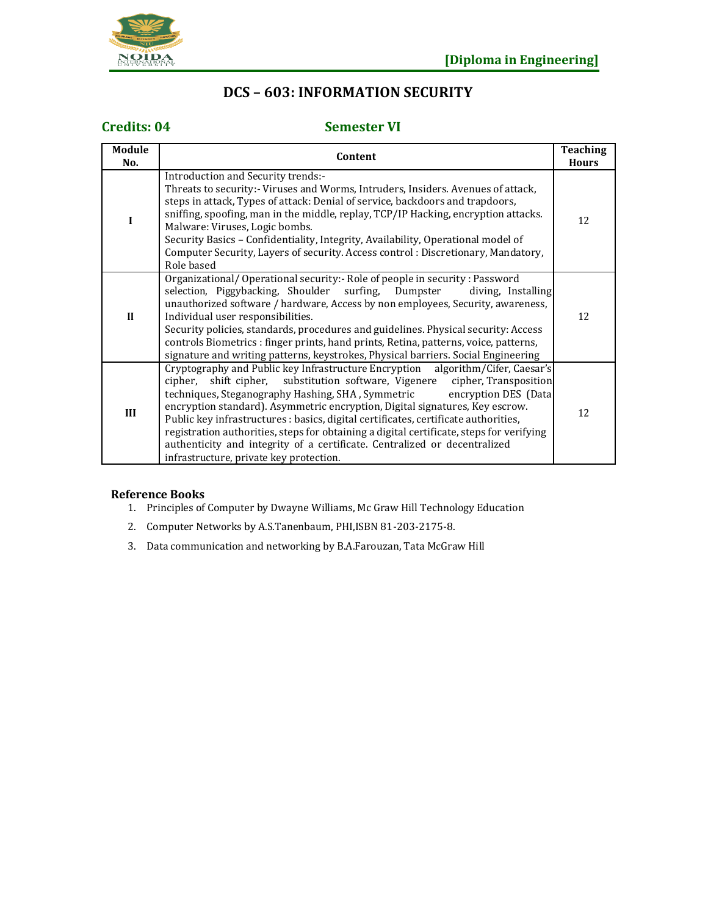[Diploma in Engineering]

# DCS – 603: INFORMATION SECURITY

**Credits: 04** **Semester VI**

| Module No. | Content | Teaching Hours |
|---|---|---|
| I | Introduction and Security trends:- Threats to security:- Viruses and Worms, Intruders, Insiders. Avenues of attack, steps in attack, Types of attack: Denial of service, backdoors and trapdoors, sniffing, spoofing, man in the middle, replay, TCP/IP Hacking, encryption attacks. Malware: Viruses, Logic bombs. Security Basics – Confidentiality, Integrity, Availability, Operational model of Computer Security, Layers of security. Access control : Discretionary, Mandatory, Role based | 12 |
| II | Organizational/ Operational security:- Role of people in security : Password selection, Piggybacking, Shoulder surfing, Dumpster diving, Installing unauthorized software / hardware, Access by non employees, Security, awareness, Individual user responsibilities. Security policies, standards, procedures and guidelines. Physical security: Access controls Biometrics : finger prints, hand prints, Retina, patterns, voice, patterns, signature and writing patterns, keystrokes, Physical barriers. Social Engineering | 12 |
| III | Cryptography and Public key Infrastructure Encryption algorithm/Cifer, Caesar's cipher, shift cipher, substitution software, Vigenere cipher, Transposition techniques, Steganography Hashing, SHA , Symmetric encryption DES (Data encryption standard). Asymmetric encryption, Digital signatures, Key escrow. Public key infrastructures : basics, digital certificates, certificate authorities, registration authorities, steps for obtaining a digital certificate, steps for verifying authenticity and integrity of a certificate. Centralized or decentralized infrastructure, private key protection. | 12 |

**Reference Books**

1. Principles of Computer by Dwayne Williams, Mc Graw Hill Technology Education
2. Computer Networks by A.S.Tanenbaum, PHI,ISBN 81-203-2175-8.
3. Data communication and networking by B.A.Farouzan, Tata McGraw Hill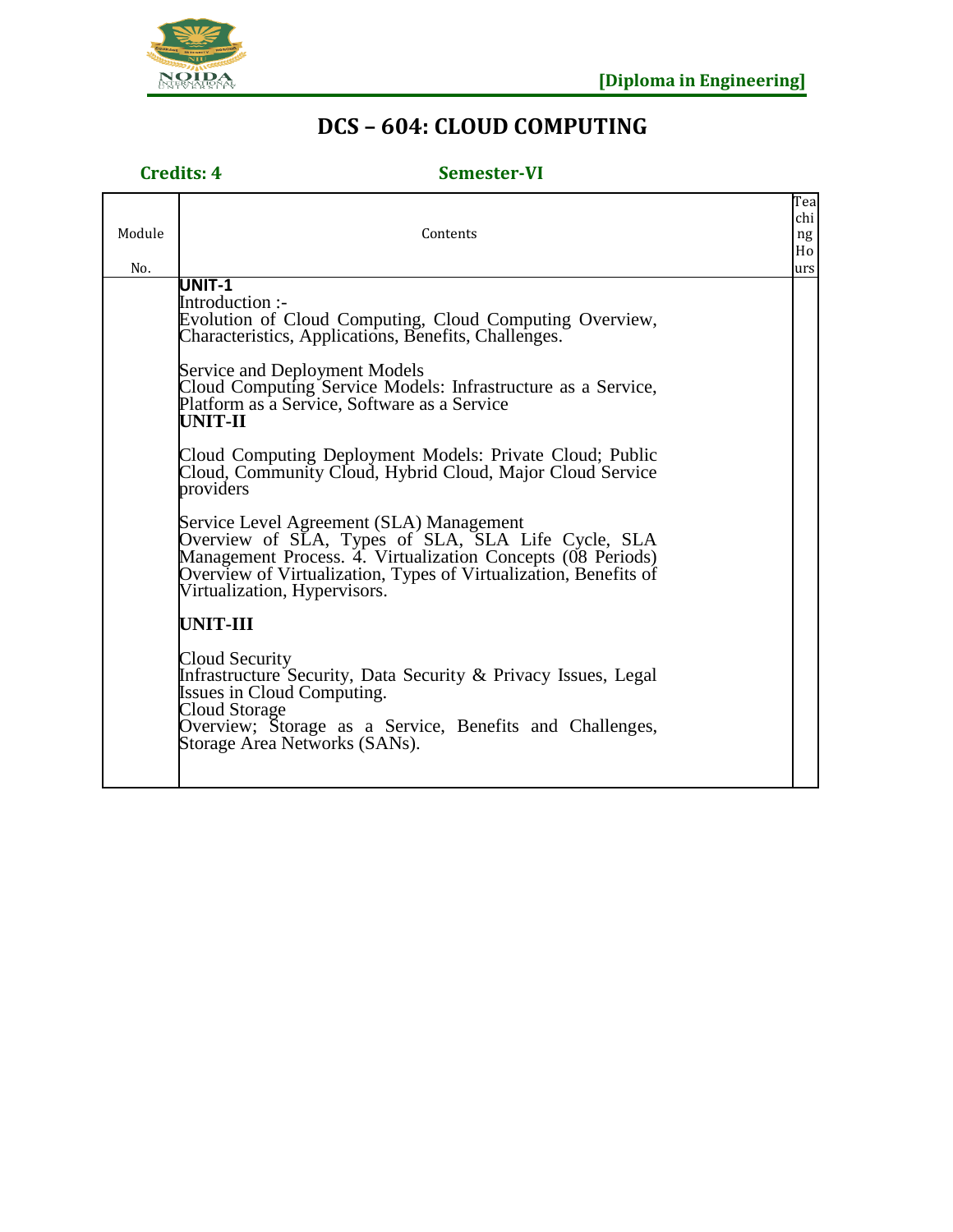[Diploma in Engineering]

# DCS – 604: CLOUD COMPUTING

**Credits: 4** **Semester-VI**

| Module No. | Contents | Teaching Hours |
|---|---|---|
| | **UNIT-1**<br>Introduction :-<br>Evolution of Cloud Computing, Cloud Computing Overview, Characteristics, Applications, Benefits, Challenges.<br><br>Service and Deployment Models<br>Cloud Computing Service Models: Infrastructure as a Service, Platform as a Service, Software as a Service<br>**UNIT-II**<br><br>Cloud Computing Deployment Models: Private Cloud; Public Cloud, Community Cloud, Hybrid Cloud, Major Cloud Service providers<br><br>Service Level Agreement (SLA) Management<br>Overview of SLA, Types of SLA, SLA Life Cycle, SLA Management Process. 4. Virtualization Concepts (08 Periods) Overview of Virtualization, Types of Virtualization, Benefits of Virtualization, Hypervisors.<br><br>**UNIT-III**<br><br>Cloud Security<br>Infrastructure Security, Data Security & Privacy Issues, Legal Issues in Cloud Computing.<br>Cloud Storage<br>Overview; Storage as a Service, Benefits and Challenges, Storage Area Networks (SANs). | |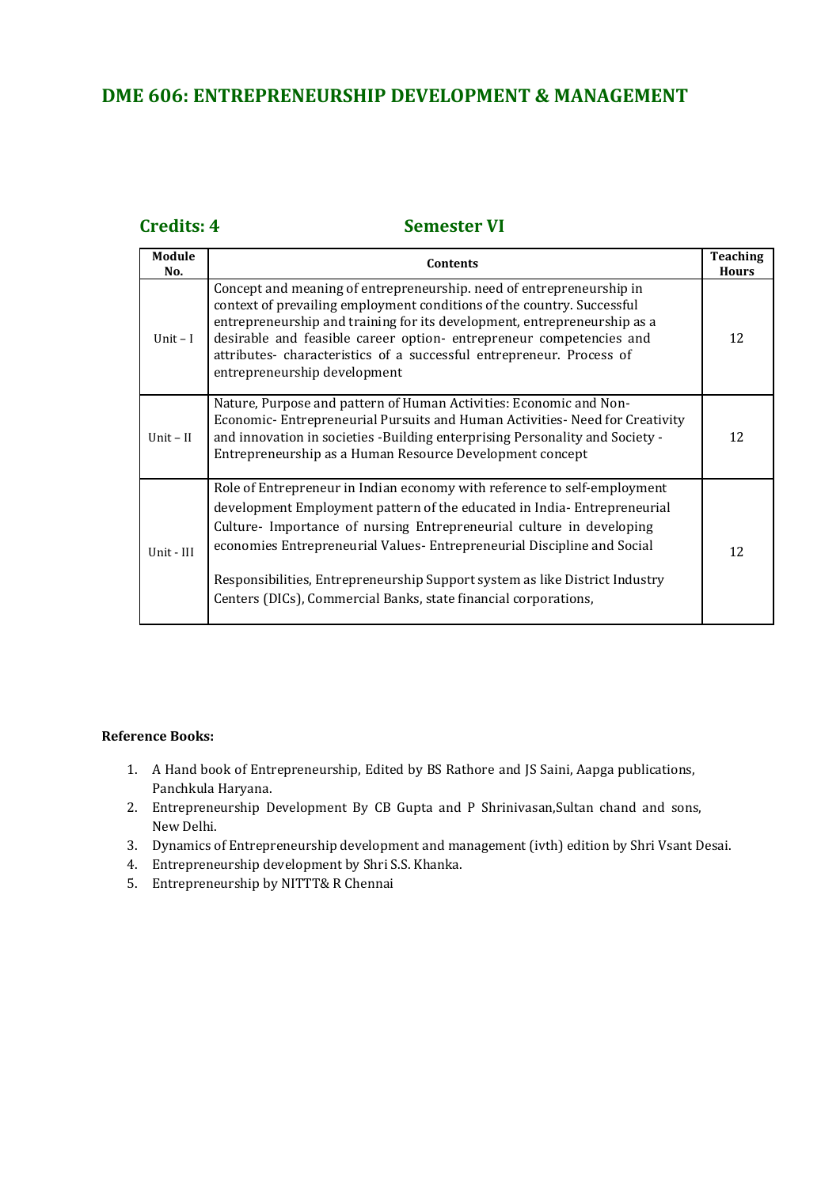## DME 606: ENTREPRENEURSHIP DEVELOPMENT & MANAGEMENT

**Credits: 4** **Semester VI**

| Module No. | Contents | Teaching Hours |
|---|---|---|
| Unit – I | Concept and meaning of entrepreneurship. need of entrepreneurship in context of prevailing employment conditions of the country. Successful entrepreneurship and training for its development, entrepreneurship as a desirable and feasible career option- entrepreneur competencies and attributes- characteristics of a successful entrepreneur. Process of entrepreneurship development | 12 |
| Unit – II | Nature, Purpose and pattern of Human Activities: Economic and Non-Economic- Entrepreneurial Pursuits and Human Activities- Need for Creativity and innovation in societies -Building enterprising Personality and Society - Entrepreneurship as a Human Resource Development concept | 12 |
| Unit - III | Role of Entrepreneur in Indian economy with reference to self-employment development Employment pattern of the educated in India- Entrepreneurial Culture- Importance of nursing Entrepreneurial culture in developing economies Entrepreneurial Values- Entrepreneurial Discipline and Social Responsibilities, Entrepreneurship Support system as like District Industry Centers (DICs), Commercial Banks, state financial corporations, | 12 |

**Reference Books:**

1. A Hand book of Entrepreneurship, Edited by BS Rathore and JS Saini, Aapga publications, Panchkula Haryana.
2. Entrepreneurship Development By CB Gupta and P Shrinivasan,Sultan chand and sons, New Delhi.
3. Dynamics of Entrepreneurship development and management (ivth) edition by Shri Vsant Desai.
4. Entrepreneurship development by Shri S.S. Khanka.
5. Entrepreneurship by NITTT& R Chennai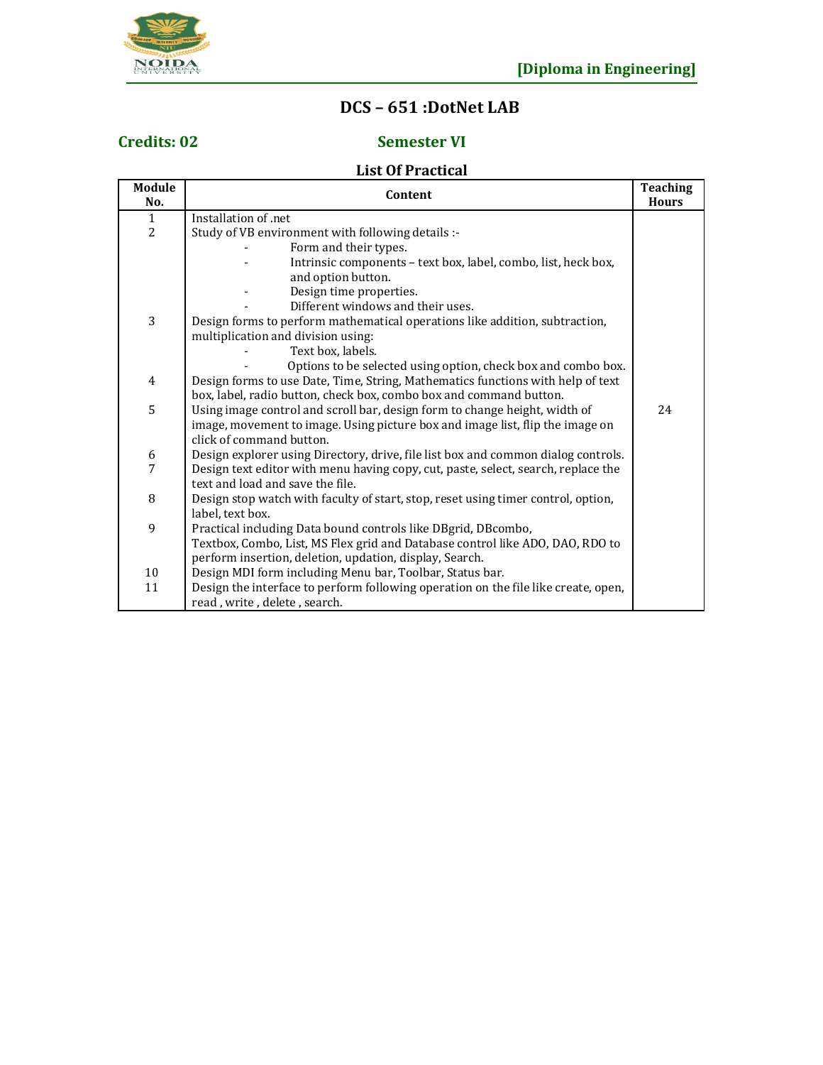**[Diploma in Engineering]**

## DCS – 651 :DotNet LAB

**Credits: 02** **Semester VI**

### List Of Practical

| Module No. | Content | Teaching Hours |
|---|---|---|
| 1 | Installation of .net | 24 |
| 2 | Study of VB environment with following details :-<br>- Form and their types.<br>- Intrinsic components – text box, label, combo, list, heck box, and option button.<br>- Design time properties.<br>- Different windows and their uses. | |
| 3 | Design forms to perform mathematical operations like addition, subtraction, multiplication and division using:<br>- Text box, labels.<br>- Options to be selected using option, check box and combo box. | |
| 4 | Design forms to use Date, Time, String, Mathematics functions with help of text box, label, radio button, check box, combo box and command button. | |
| 5 | Using image control and scroll bar, design form to change height, width of image, movement to image. Using picture box and image list, flip the image on click of command button. | |
| 6 | Design explorer using Directory, drive, file list box and common dialog controls. | |
| 7 | Design text editor with menu having copy, cut, paste, select, search, replace the text and load and save the file. | |
| 8 | Design stop watch with faculty of start, stop, reset using timer control, option, label, text box. | |
| 9 | Practical including Data bound controls like DBgrid, DBcombo, Textbox, Combo, List, MS Flex grid and Database control like ADO, DAO, RDO to perform insertion, deletion, updation, display, Search. | |
| 10 | Design MDI form including Menu bar, Toolbar, Status bar. | |
| 11 | Design the interface to perform following operation on the file like create, open, read , write , delete , search. | |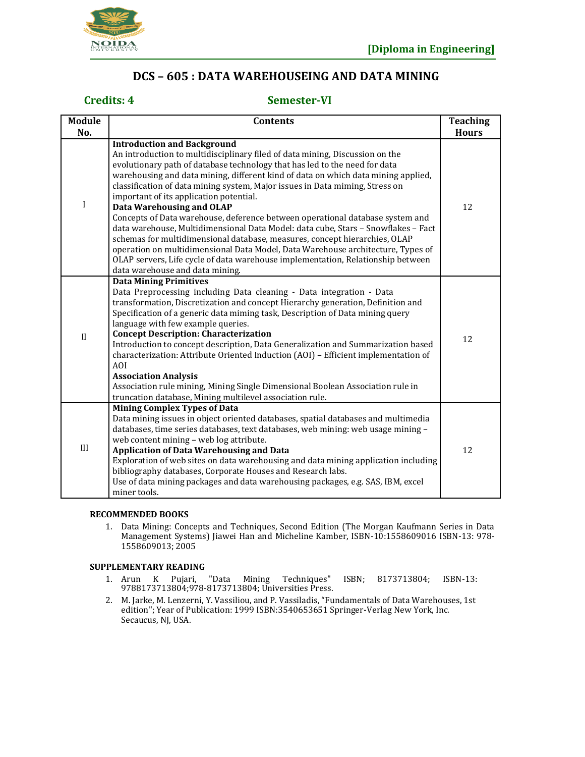**[Diploma in Engineering]**

## DCS – 605 : DATA WAREHOUSEING AND DATA MINING

**Credits: 4** **Semester-VI**

| Module No. | Contents | Teaching Hours |
|---|---|---|
| I | **Introduction and Background**<br>An introduction to multidisciplinary filed of data mining, Discussion on the evolutionary path of database technology that has led to the need for data warehousing and data mining, different kind of data on which data mining applied, classification of data mining system, Major issues in Data miming, Stress on important of its application potential.<br>**Data Warehousing and OLAP**<br>Concepts of Data warehouse, deference between operational database system and data warehouse, Multidimensional Data Model: data cube, Stars – Snowflakes – Fact schemas for multidimensional database, measures, concept hierarchies, OLAP operation on multidimensional Data Model, Data Warehouse architecture, Types of OLAP servers, Life cycle of data warehouse implementation, Relationship between data warehouse and data mining. | 12 |
| II | **Data Mining Primitives**<br>Data Preprocessing including Data cleaning - Data integration - Data transformation, Discretization and concept Hierarchy generation, Definition and Specification of a generic data miming task, Description of Data mining query language with few example queries.<br>**Concept Description: Characterization**<br>Introduction to concept description, Data Generalization and Summarization based characterization: Attribute Oriented Induction (AOI) – Efficient implementation of AOI<br>**Association Analysis**<br>Association rule mining, Mining Single Dimensional Boolean Association rule in truncation database, Mining multilevel association rule. | 12 |
| III | **Mining Complex Types of Data**<br>Data mining issues in object oriented databases, spatial databases and multimedia databases, time series databases, text databases, web mining: web usage mining – web content mining – web log attribute.<br>**Application of Data Warehousing and Data**<br>Exploration of web sites on data warehousing and data mining application including bibliography databases, Corporate Houses and Research labs.<br>Use of data mining packages and data warehousing packages, e.g. SAS, IBM, excel miner tools. | 12 |

**RECOMMENDED BOOKS**

1. Data Mining: Concepts and Techniques, Second Edition (The Morgan Kaufmann Series in Data Management Systems) Jiawei Han and Micheline Kamber, ISBN-10:1558609016 ISBN-13: 978-1558609013; 2005

**SUPPLEMENTARY READING**

1. Arun K Pujari, "Data Mining Techniques" ISBN; 8173713804; ISBN-13: 9788173713804;978-8173713804; Universities Press.
2. M. Jarke, M. Lenzerni, Y. Vassiliou, and P. Vassiladis, "Fundamentals of Data Warehouses, 1st edition"; Year of Publication: 1999 ISBN:3540653651 Springer-Verlag New York, Inc. Secaucus, NJ, USA.